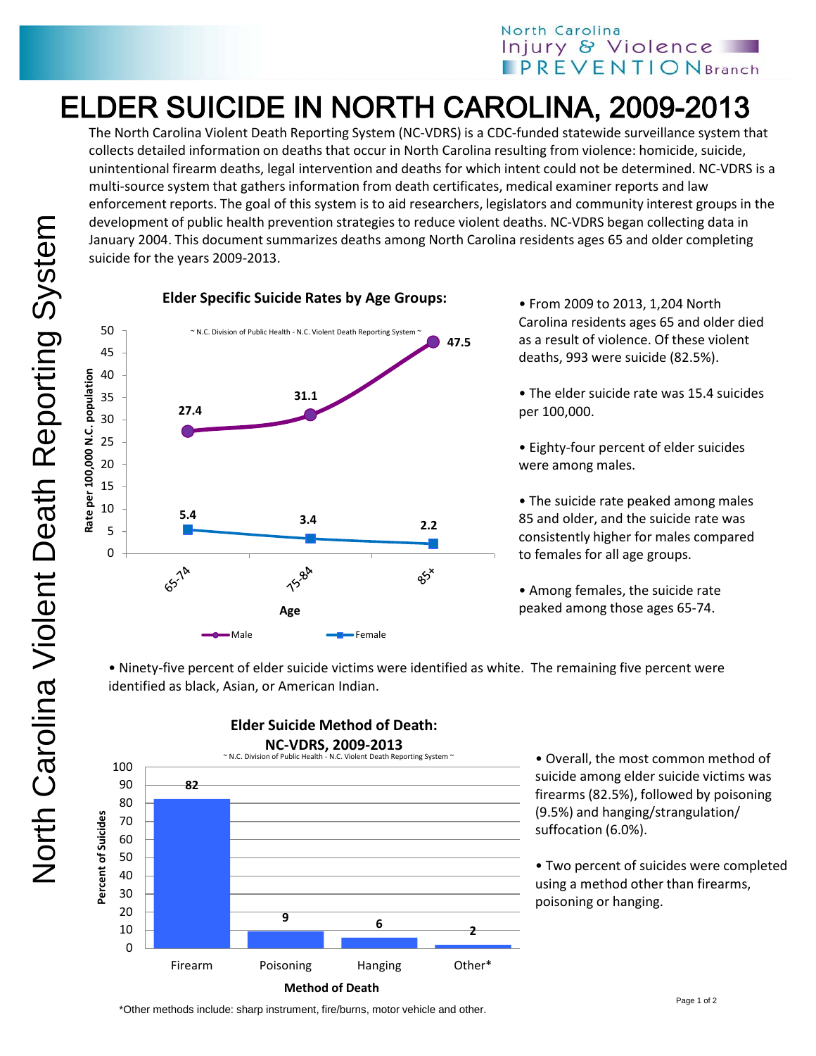North Carolina Injury & Violence PREVENTION Branch

# ELDER SUICIDE IN NORTH CAROLINA, 2009-2013

North Carolina Violent Death Reporting System

The North Carolina Violent Death Reporting System (NC-VDRS) is a CDC-funded statewide surveillance system that collects detailed information on deaths that occur in North Carolina resulting from violence: homicide, suicide, unintentional firearm deaths, legal intervention and deaths for which intent could not be determined. NC-VDRS is a multi-source system that gathers information from death certificates, medical examiner reports and law enforcement reports. The goal of this system is to aid researchers, legislators and community interest groups in the development of public health prevention strategies to reduce violent deaths. NC-VDRS began collecting data in January 2004. This document summarizes deaths among North Carolina residents ages 65 and older completing suicide for the years 2009-2013.

**Elder Specific Suicide Rates by Age Groups:**

~ N.C. Division of Public Health - N.C. Violent Death Reporting System ~

Rate per 100,000 N.C. population

| Age | Male | Female |
|---|---|---|
| 65-74 | 27.4 | 5.4 |
| 75-84 | 31.1 | 3.4 |
| 85+ | 47.5 | 2.2 |

- From 2009 to 2013, 1,204 North Carolina residents ages 65 and older died as a result of violence. Of these violent deaths, 993 were suicide (82.5%).
- The elder suicide rate was 15.4 suicides per 100,000.
- Eighty-four percent of elder suicides were among males.
- The suicide rate peaked among males 85 and older, and the suicide rate was consistently higher for males compared to females for all age groups.
- Among females, the suicide rate peaked among those ages 65-74.

- Ninety-five percent of elder suicide victims were identified as white. The remaining five percent were identified as black, Asian, or American Indian.

**Elder Suicide Method of Death: NC-VDRS, 2009-2013**

~ N.C. Division of Public Health - N.C. Violent Death Reporting System ~

| Method of Death | Percent of Suicides |
|---|---|
| Firearm | 82 |
| Poisoning | 9 |
| Hanging | 6 |
| Other* | 2 |

- Overall, the most common method of suicide among elder suicide victims was firearms (82.5%), followed by poisoning (9.5%) and hanging/strangulation/ suffocation (6.0%).
- Two percent of suicides were completed using a method other than firearms, poisoning or hanging.

*Other methods include: sharp instrument, fire/burns, motor vehicle and other.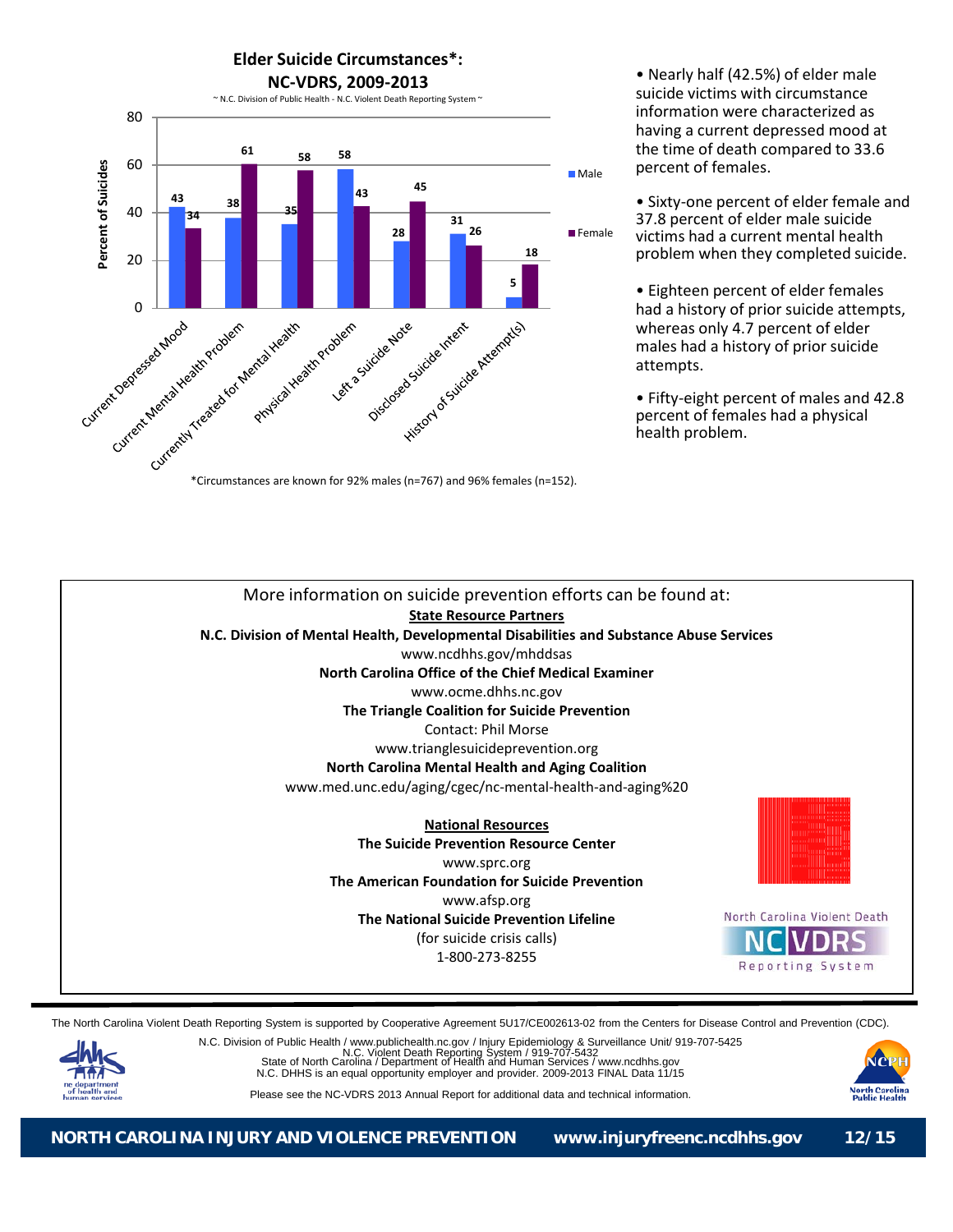**Elder Suicide Circumstances*: NC-VDRS, 2009-2013**

~ N.C. Division of Public Health - N.C. Violent Death Reporting System ~

Percent of Suicides

80
60
40
20
0

Male
Female

43
34
38
61
35
58
58
43
28
45
31
26
5
18

Current Depressed Mood
Current Mental Health Problem
Currently Treated for Mental Health
Physical Health Problem
Left a Suicide Note
Disclosed Suicide Intent
History of Suicide Attempt(s)

*Circumstances are known for 92% males (n=767) and 96% females (n=152).

- Nearly half (42.5%) of elder male suicide victims with circumstance information were characterized as having a current depressed mood at the time of death compared to 33.6 percent of females.
- Sixty-one percent of elder female and 37.8 percent of elder male suicide victims had a current mental health problem when they completed suicide.
- Eighteen percent of elder females had a history of prior suicide attempts, whereas only 4.7 percent of elder males had a history of prior suicide attempts.
- Fifty-eight percent of males and 42.8 percent of females had a physical health problem.

More information on suicide prevention efforts can be found at:

**State Resource Partners**

**N.C. Division of Mental Health, Developmental Disabilities and Substance Abuse Services**
www.ncdhhs.gov/mhddsas

**North Carolina Office of the Chief Medical Examiner**
www.ocme.dhhs.nc.gov

**The Triangle Coalition for Suicide Prevention**
Contact: Phil Morse
www.trianglesuicideprevention.org

**North Carolina Mental Health and Aging Coalition**
www.med.unc.edu/aging/cgec/nc-mental-health-and-aging%20

**National Resources**

**The Suicide Prevention Resource Center**
www.sprc.org

**The American Foundation for Suicide Prevention**
www.afsp.org

**The National Suicide Prevention Lifeline**
(for suicide crisis calls)
1-800-273-8255

North Carolina Violent Death
NC VDRS
Reporting System

The North Carolina Violent Death Reporting System is supported by Cooperative Agreement 5U17/CE002613-02 from the Centers for Disease Control and Prevention (CDC).

N.C. Division of Public Health / www.publichealth.nc.gov / Injury Epidemiology & Surveillance Unit/ 919-707-5425
N.C. Violent Death Reporting System / 919-707-5432
State of North Carolina / Department of Health and Human Services / www.ncdhhs.gov
N.C. DHHS is an equal opportunity employer and provider. 2009-2013 FINAL Data 11/15

Please see the NC-VDRS 2013 Annual Report for additional data and technical information.

NORTH CAROLINA INJURY AND VIOLENCE PREVENTION www.injuryfreenc.ncdhhs.gov 12/15